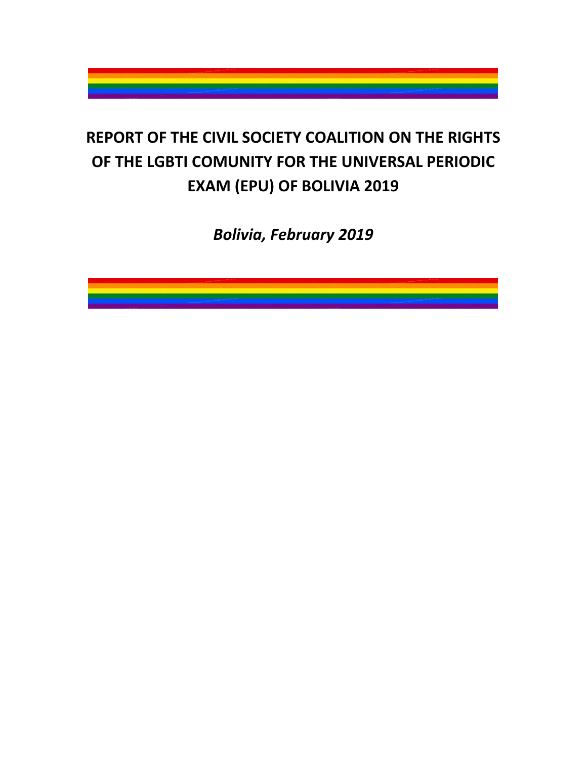# REPORT OF THE CIVIL SOCIETY COALITION ON THE RIGHTS OF THE LGBTI COMUNITY FOR THE UNIVERSAL PERIODIC EXAM (EPU) OF BOLIVIA 2019

***Bolivia, February 2019***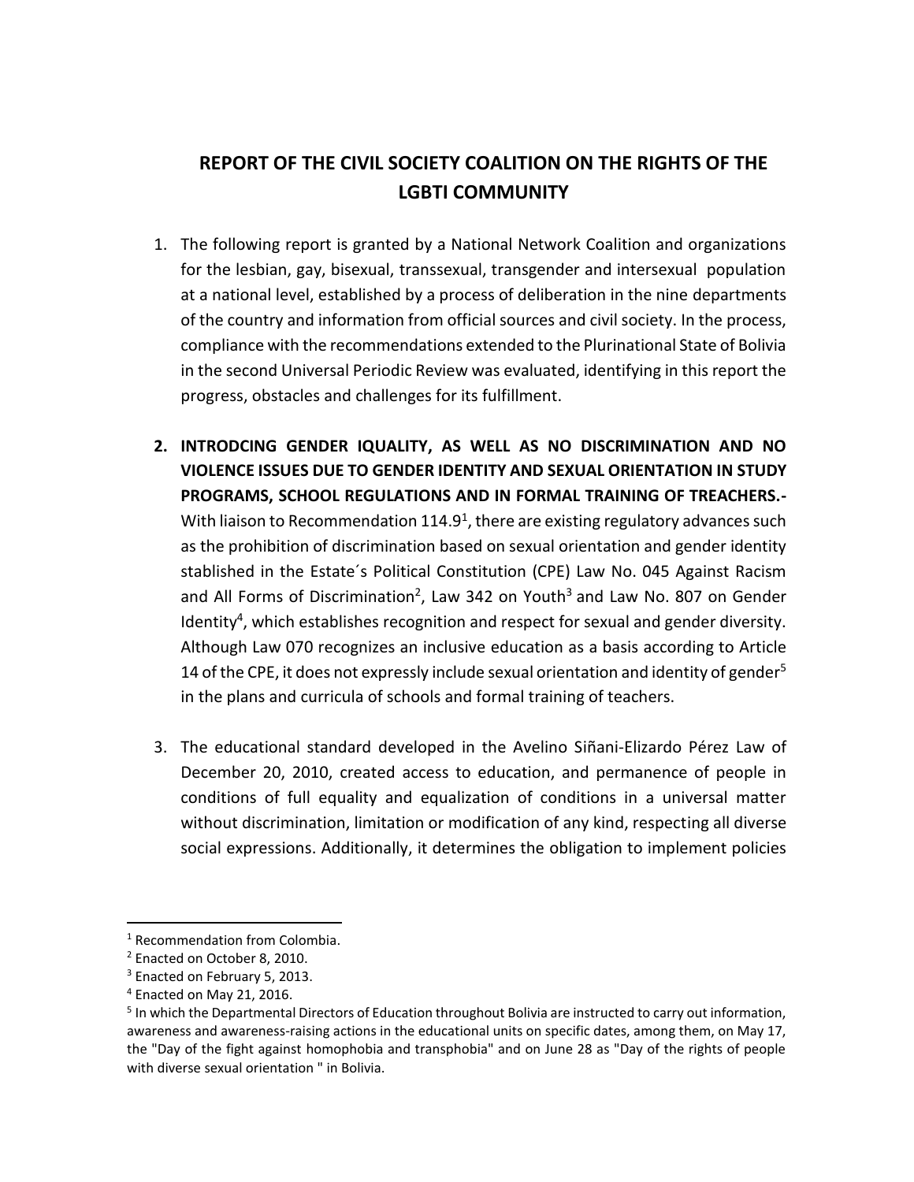# REPORT OF THE CIVIL SOCIETY COALITION ON THE RIGHTS OF THE LGBTI COMMUNITY

1. The following report is granted by a National Network Coalition and organizations for the lesbian, gay, bisexual, transsexual, transgender and intersexual population at a national level, established by a process of deliberation in the nine departments of the country and information from official sources and civil society. In the process, compliance with the recommendations extended to the Plurinational State of Bolivia in the second Universal Periodic Review was evaluated, identifying in this report the progress, obstacles and challenges for its fulfillment.

2. **INTRODCING GENDER IQUALITY, AS WELL AS NO DISCRIMINATION AND NO VIOLENCE ISSUES DUE TO GENDER IDENTITY AND SEXUAL ORIENTATION IN STUDY PROGRAMS, SCHOOL REGULATIONS AND IN FORMAL TRAINING OF TREACHERS.-** With liaison to Recommendation 114.9[1], there are existing regulatory advances such as the prohibition of discrimination based on sexual orientation and gender identity stablished in the Estate´s Political Constitution (CPE) Law No. 045 Against Racism and All Forms of Discrimination[2], Law 342 on Youth[3] and Law No. 807 on Gender Identity[4], which establishes recognition and respect for sexual and gender diversity. Although Law 070 recognizes an inclusive education as a basis according to Article 14 of the CPE, it does not expressly include sexual orientation and identity of gender[5] in the plans and curricula of schools and formal training of teachers.

3. The educational standard developed in the Avelino Siñani-Elizardo Pérez Law of December 20, 2010, created access to education, and permanence of people in conditions of full equality and equalization of conditions in a universal matter without discrimination, limitation or modification of any kind, respecting all diverse social expressions. Additionally, it determines the obligation to implement policies

---

[1] Recommendation from Colombia.

[2] Enacted on October 8, 2010.

[3] Enacted on February 5, 2013.

[4] Enacted on May 21, 2016.

[5] In which the Departmental Directors of Education throughout Bolivia are instructed to carry out information, awareness and awareness-raising actions in the educational units on specific dates, among them, on May 17, the "Day of the fight against homophobia and transphobia" and on June 28 as "Day of the rights of people with diverse sexual orientation " in Bolivia.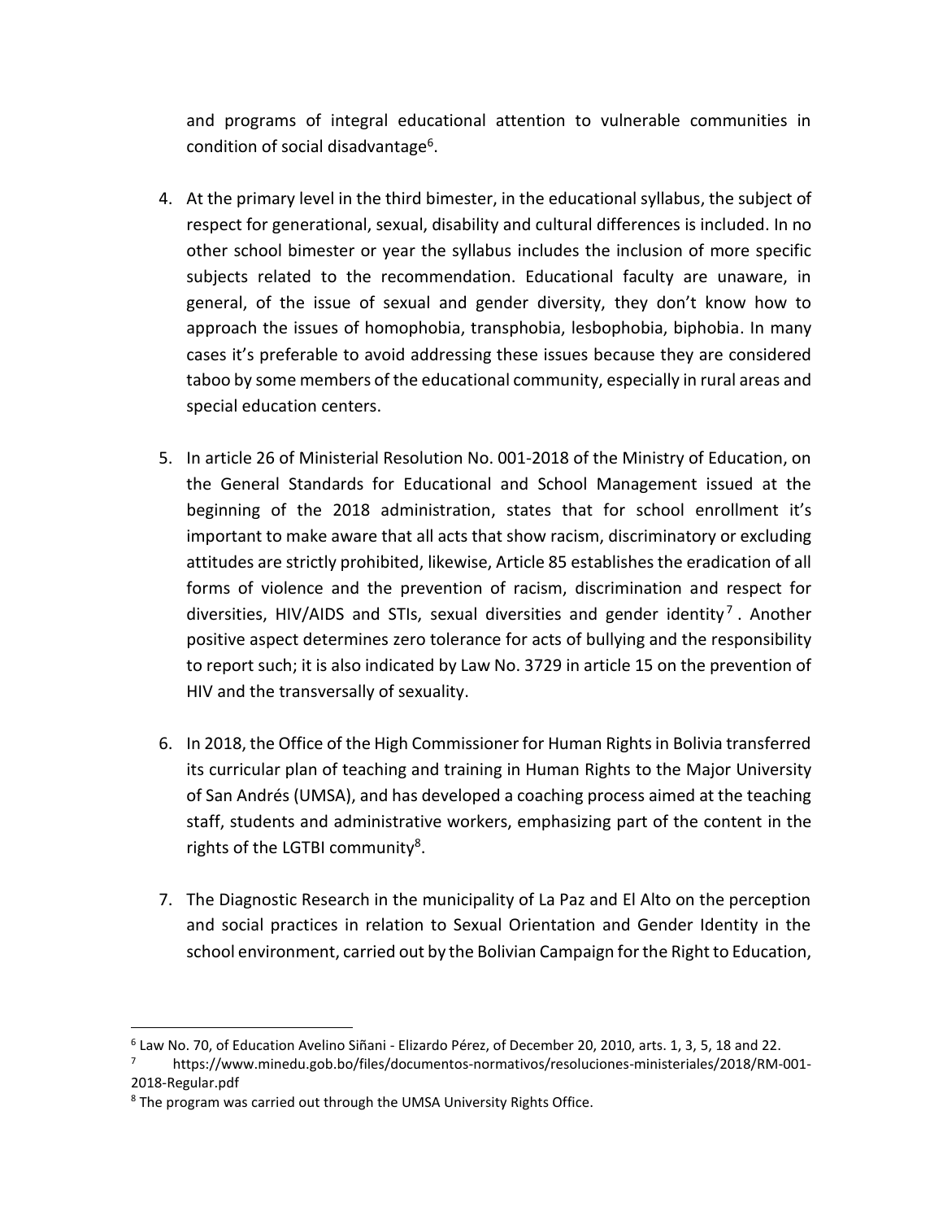and programs of integral educational attention to vulnerable communities in condition of social disadvantage[6].

4. At the primary level in the third bimester, in the educational syllabus, the subject of respect for generational, sexual, disability and cultural differences is included. In no other school bimester or year the syllabus includes the inclusion of more specific subjects related to the recommendation. Educational faculty are unaware, in general, of the issue of sexual and gender diversity, they don't know how to approach the issues of homophobia, transphobia, lesbophobia, biphobia. In many cases it's preferable to avoid addressing these issues because they are considered taboo by some members of the educational community, especially in rural areas and special education centers.

5. In article 26 of Ministerial Resolution No. 001-2018 of the Ministry of Education, on the General Standards for Educational and School Management issued at the beginning of the 2018 administration, states that for school enrollment it's important to make aware that all acts that show racism, discriminatory or excluding attitudes are strictly prohibited, likewise, Article 85 establishes the eradication of all forms of violence and the prevention of racism, discrimination and respect for diversities, HIV/AIDS and STIs, sexual diversities and gender identity[7]. Another positive aspect determines zero tolerance for acts of bullying and the responsibility to report such; it is also indicated by Law No. 3729 in article 15 on the prevention of HIV and the transversally of sexuality.

6. In 2018, the Office of the High Commissioner for Human Rights in Bolivia transferred its curricular plan of teaching and training in Human Rights to the Major University of San Andrés (UMSA), and has developed a coaching process aimed at the teaching staff, students and administrative workers, emphasizing part of the content in the rights of the LGTBI community[8].

7. The Diagnostic Research in the municipality of La Paz and El Alto on the perception and social practices in relation to Sexual Orientation and Gender Identity in the school environment, carried out by the Bolivian Campaign for the Right to Education,

---

[6] Law No. 70, of Education Avelino Siñani - Elizardo Pérez, of December 20, 2010, arts. 1, 3, 5, 18 and 22.

[7] https://www.minedu.gob.bo/files/documentos-normativos/resoluciones-ministeriales/2018/RM-001-2018-Regular.pdf

[8] The program was carried out through the UMSA University Rights Office.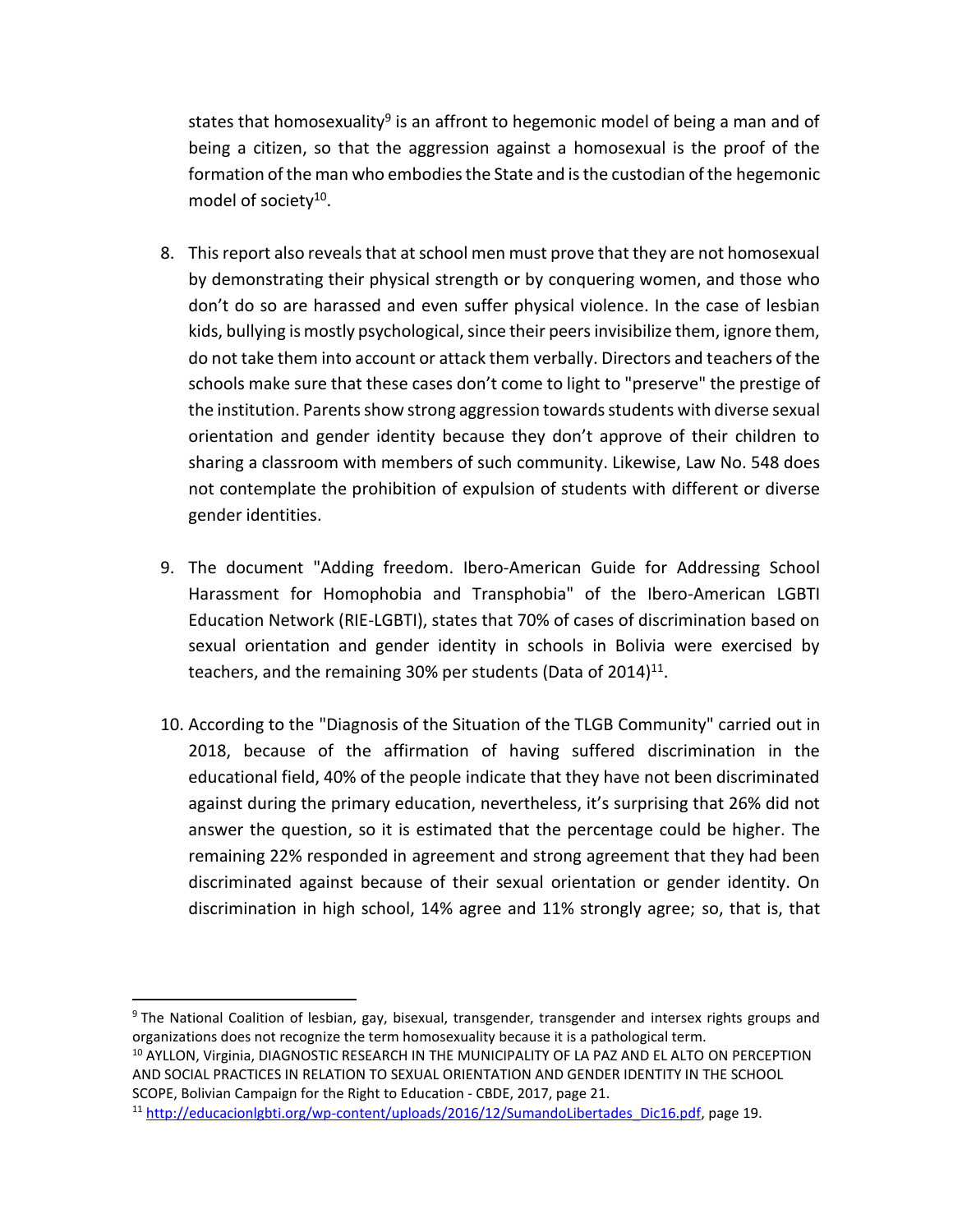states that homosexuality[9] is an affront to hegemonic model of being a man and of being a citizen, so that the aggression against a homosexual is the proof of the formation of the man who embodies the State and is the custodian of the hegemonic model of society[10].

8. This report also reveals that at school men must prove that they are not homosexual by demonstrating their physical strength or by conquering women, and those who don't do so are harassed and even suffer physical violence. In the case of lesbian kids, bullying is mostly psychological, since their peers invisibilize them, ignore them, do not take them into account or attack them verbally. Directors and teachers of the schools make sure that these cases don't come to light to "preserve" the prestige of the institution. Parents show strong aggression towards students with diverse sexual orientation and gender identity because they don't approve of their children to sharing a classroom with members of such community. Likewise, Law No. 548 does not contemplate the prohibition of expulsion of students with different or diverse gender identities.

9. The document "Adding freedom. Ibero-American Guide for Addressing School Harassment for Homophobia and Transphobia" of the Ibero-American LGBTI Education Network (RIE-LGBTI), states that 70% of cases of discrimination based on sexual orientation and gender identity in schools in Bolivia were exercised by teachers, and the remaining 30% per students (Data of 2014)[11].

10. According to the "Diagnosis of the Situation of the TLGB Community" carried out in 2018, because of the affirmation of having suffered discrimination in the educational field, 40% of the people indicate that they have not been discriminated against during the primary education, nevertheless, it's surprising that 26% did not answer the question, so it is estimated that the percentage could be higher. The remaining 22% responded in agreement and strong agreement that they had been discriminated against because of their sexual orientation or gender identity. On discrimination in high school, 14% agree and 11% strongly agree; so, that is, that

---

[9] The National Coalition of lesbian, gay, bisexual, transgender, transgender and intersex rights groups and organizations does not recognize the term homosexuality because it is a pathological term.

[10] AYLLON, Virginia, DIAGNOSTIC RESEARCH IN THE MUNICIPALITY OF LA PAZ AND EL ALTO ON PERCEPTION AND SOCIAL PRACTICES IN RELATION TO SEXUAL ORIENTATION AND GENDER IDENTITY IN THE SCHOOL SCOPE, Bolivian Campaign for the Right to Education - CBDE, 2017, page 21.

[11] http://educacionlgbti.org/wp-content/uploads/2016/12/SumandoLibertades_Dic16.pdf, page 19.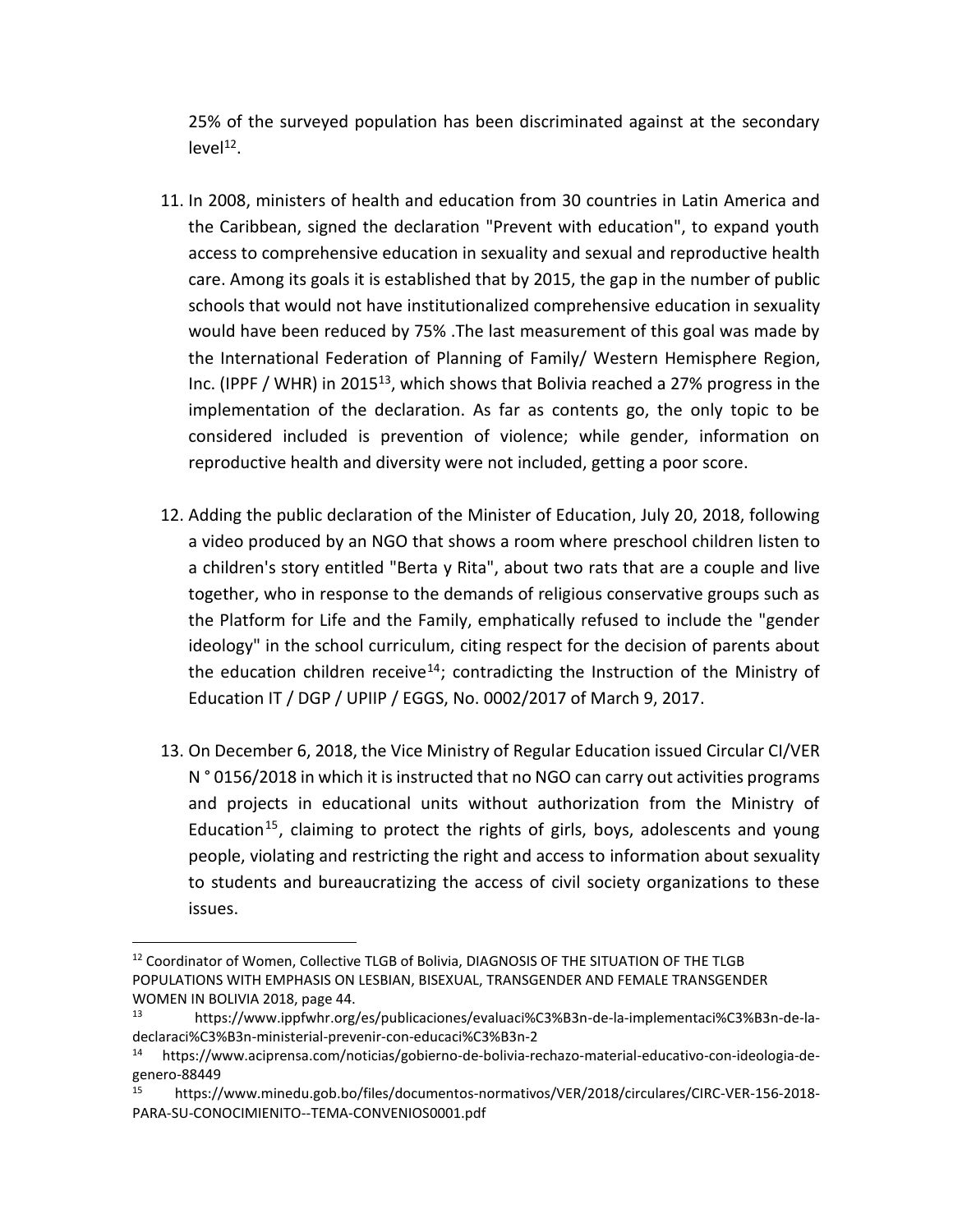25% of the surveyed population has been discriminated against at the secondary level[12].

11. In 2008, ministers of health and education from 30 countries in Latin America and the Caribbean, signed the declaration "Prevent with education", to expand youth access to comprehensive education in sexuality and sexual and reproductive health care. Among its goals it is established that by 2015, the gap in the number of public schools that would not have institutionalized comprehensive education in sexuality would have been reduced by 75% .The last measurement of this goal was made by the International Federation of Planning of Family/ Western Hemisphere Region, Inc. (IPPF / WHR) in 2015[13], which shows that Bolivia reached a 27% progress in the implementation of the declaration. As far as contents go, the only topic to be considered included is prevention of violence; while gender, information on reproductive health and diversity were not included, getting a poor score.

12. Adding the public declaration of the Minister of Education, July 20, 2018, following a video produced by an NGO that shows a room where preschool children listen to a children's story entitled "Berta y Rita", about two rats that are a couple and live together, who in response to the demands of religious conservative groups such as the Platform for Life and the Family, emphatically refused to include the "gender ideology" in the school curriculum, citing respect for the decision of parents about the education children receive[14]; contradicting the Instruction of the Ministry of Education IT / DGP / UPIIP / EGGS, No. 0002/2017 of March 9, 2017.

13. On December 6, 2018, the Vice Ministry of Regular Education issued Circular CI/VER N ° 0156/2018 in which it is instructed that no NGO can carry out activities programs and projects in educational units without authorization from the Ministry of Education[15], claiming to protect the rights of girls, boys, adolescents and young people, violating and restricting the right and access to information about sexuality to students and bureaucratizing the access of civil society organizations to these issues.

---

[12] Coordinator of Women, Collective TLGB of Bolivia, DIAGNOSIS OF THE SITUATION OF THE TLGB POPULATIONS WITH EMPHASIS ON LESBIAN, BISEXUAL, TRANSGENDER AND FEMALE TRANSGENDER WOMEN IN BOLIVIA 2018, page 44.

[13] https://www.ippfwhr.org/es/publicaciones/evaluaci%C3%B3n-de-la-implementaci%C3%B3n-de-la-declaraci%C3%B3n-ministerial-prevenir-con-educaci%C3%B3n-2

[14] https://www.aciprensa.com/noticias/gobierno-de-bolivia-rechazo-material-educativo-con-ideologia-de-genero-88449

[15] https://www.minedu.gob.bo/files/documentos-normativos/VER/2018/circulares/CIRC-VER-156-2018-PARA-SU-CONOCIMIENITO--TEMA-CONVENIOS0001.pdf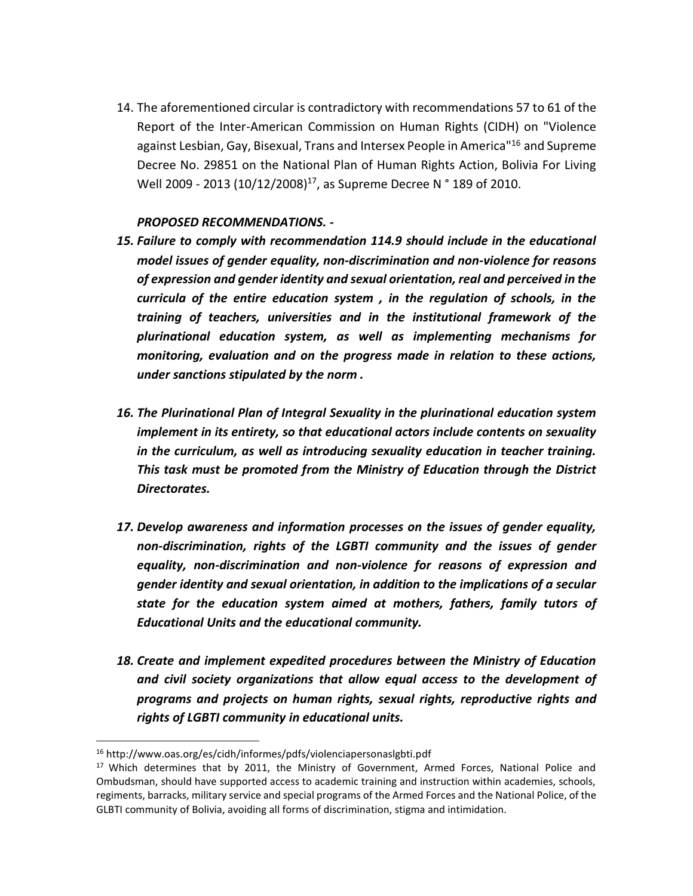14. The aforementioned circular is contradictory with recommendations 57 to 61 of the Report of the Inter-American Commission on Human Rights (CIDH) on "Violence against Lesbian, Gay, Bisexual, Trans and Intersex People in America"[16] and Supreme Decree No. 29851 on the National Plan of Human Rights Action, Bolivia For Living Well 2009 - 2013 (10/12/2008)[17], as Supreme Decree N ° 189 of 2010.

***PROPOSED RECOMMENDATIONS. -***

15. ***Failure to comply with recommendation 114.9 should include in the educational model issues of gender equality, non-discrimination and non-violence for reasons of expression and gender identity and sexual orientation, real and perceived in the curricula of the entire education system , in the regulation of schools, in the training of teachers, universities and in the institutional framework of the plurinational education system, as well as implementing mechanisms for monitoring, evaluation and on the progress made in relation to these actions, under sanctions stipulated by the norm .***

16. ***The Plurinational Plan of Integral Sexuality in the plurinational education system implement in its entirety, so that educational actors include contents on sexuality in the curriculum, as well as introducing sexuality education in teacher training. This task must be promoted from the Ministry of Education through the District Directorates.***

17. ***Develop awareness and information processes on the issues of gender equality, non-discrimination, rights of the LGBTI community and the issues of gender equality, non-discrimination and non-violence for reasons of expression and gender identity and sexual orientation, in addition to the implications of a secular state for the education system aimed at mothers, fathers, family tutors of Educational Units and the educational community.***

18. ***Create and implement expedited procedures between the Ministry of Education and civil society organizations that allow equal access to the development of programs and projects on human rights, sexual rights, reproductive rights and rights of LGBTI community in educational units.***

---

[16] http://www.oas.org/es/cidh/informes/pdfs/violenciapersonaslgbti.pdf

[17] Which determines that by 2011, the Ministry of Government, Armed Forces, National Police and Ombudsman, should have supported access to academic training and instruction within academies, schools, regiments, barracks, military service and special programs of the Armed Forces and the National Police, of the GLBTI community of Bolivia, avoiding all forms of discrimination, stigma and intimidation.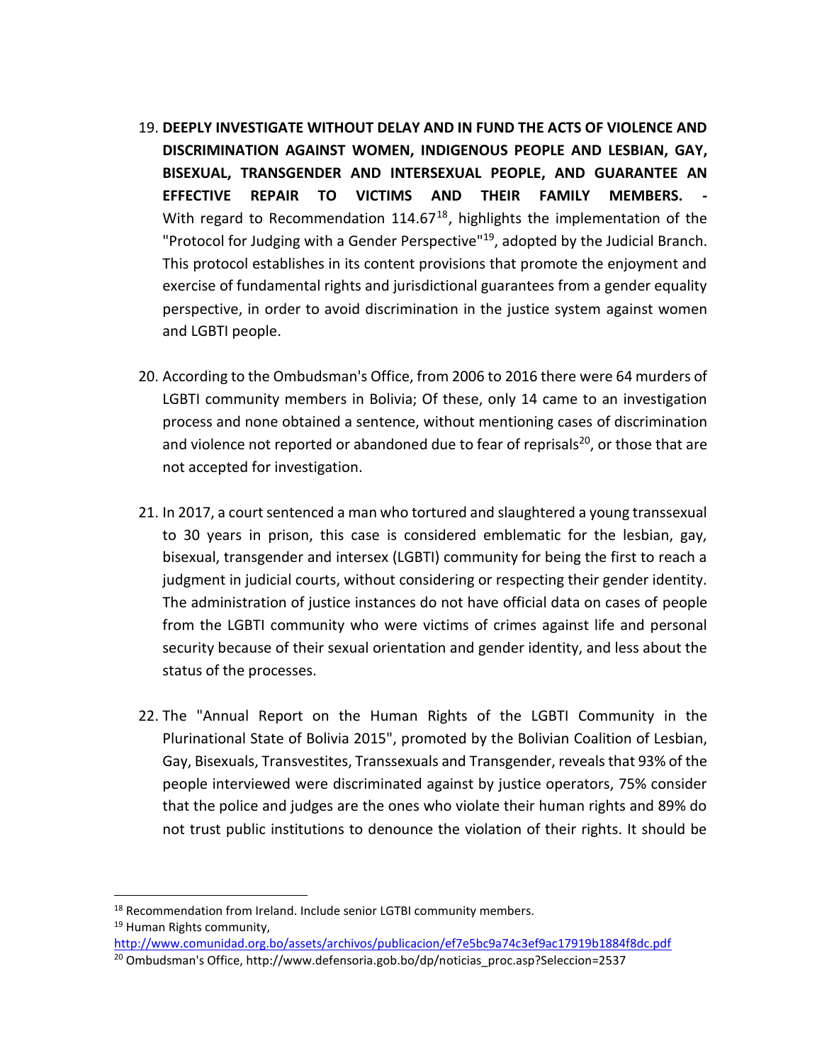19. **DEEPLY INVESTIGATE WITHOUT DELAY AND IN FUND THE ACTS OF VIOLENCE AND DISCRIMINATION AGAINST WOMEN, INDIGENOUS PEOPLE AND LESBIAN, GAY, BISEXUAL, TRANSGENDER AND INTERSEXUAL PEOPLE, AND GUARANTEE AN EFFECTIVE REPAIR TO VICTIMS AND THEIR FAMILY MEMBERS. -** With regard to Recommendation 114.67[18], highlights the implementation of the "Protocol for Judging with a Gender Perspective"[19], adopted by the Judicial Branch. This protocol establishes in its content provisions that promote the enjoyment and exercise of fundamental rights and jurisdictional guarantees from a gender equality perspective, in order to avoid discrimination in the justice system against women and LGBTI people.

20. According to the Ombudsman's Office, from 2006 to 2016 there were 64 murders of LGBTI community members in Bolivia; Of these, only 14 came to an investigation process and none obtained a sentence, without mentioning cases of discrimination and violence not reported or abandoned due to fear of reprisals[20], or those that are not accepted for investigation.

21. In 2017, a court sentenced a man who tortured and slaughtered a young transsexual to 30 years in prison, this case is considered emblematic for the lesbian, gay, bisexual, transgender and intersex (LGBTI) community for being the first to reach a judgment in judicial courts, without considering or respecting their gender identity. The administration of justice instances do not have official data on cases of people from the LGBTI community who were victims of crimes against life and personal security because of their sexual orientation and gender identity, and less about the status of the processes.

22. The "Annual Report on the Human Rights of the LGBTI Community in the Plurinational State of Bolivia 2015", promoted by the Bolivian Coalition of Lesbian, Gay, Bisexuals, Transvestites, Transsexuals and Transgender, reveals that 93% of the people interviewed were discriminated against by justice operators, 75% consider that the police and judges are the ones who violate their human rights and 89% do not trust public institutions to denounce the violation of their rights. It should be

---

[18] Recommendation from Ireland. Include senior LGTBI community members.

[19] Human Rights community, http://www.comunidad.org.bo/assets/archivos/publicacion/ef7e5bc9a74c3ef9ac17919b1884f8dc.pdf

[20] Ombudsman's Office, http://www.defensoria.gob.bo/dp/noticias_proc.asp?Seleccion=2537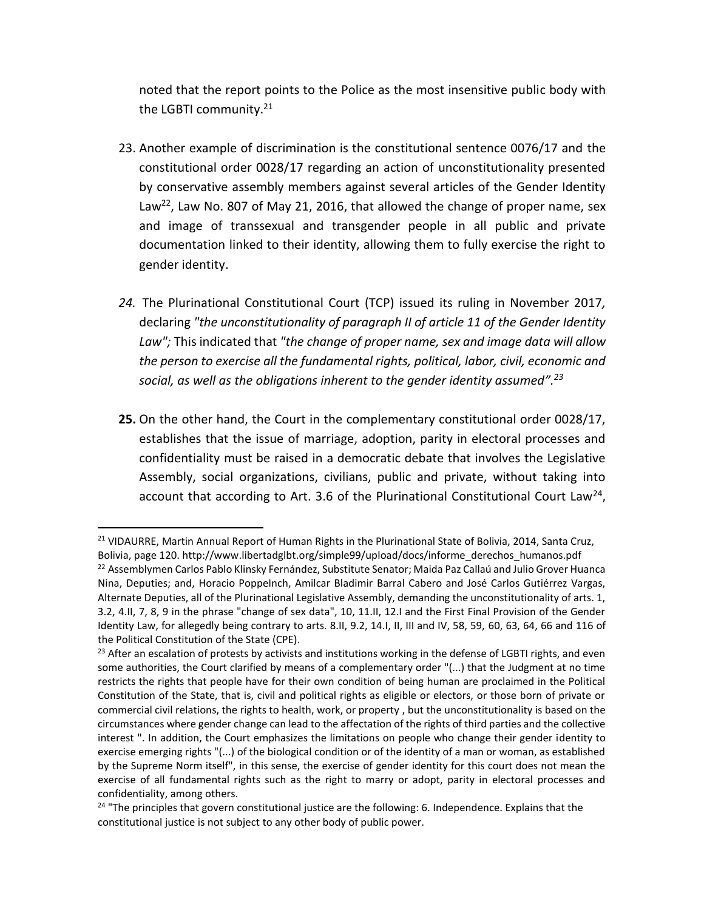noted that the report points to the Police as the most insensitive public body with the LGBTI community.[21]

23. Another example of discrimination is the constitutional sentence 0076/17 and the constitutional order 0028/17 regarding an action of unconstitutionality presented by conservative assembly members against several articles of the Gender Identity Law[22], Law No. 807 of May 21, 2016, that allowed the change of proper name, sex and image of transsexual and transgender people in all public and private documentation linked to their identity, allowing them to fully exercise the right to gender identity.

24. The Plurinational Constitutional Court (TCP) issued its ruling in November 2017, declaring *"the unconstitutionality of paragraph II of article 11 of the Gender Identity Law";* This indicated that *"the change of proper name, sex and image data will allow the person to exercise all the fundamental rights, political, labor, civil, economic and social, as well as the obligations inherent to the gender identity assumed".[23]*

**25.** On the other hand, the Court in the complementary constitutional order 0028/17, establishes that the issue of marriage, adoption, parity in electoral processes and confidentiality must be raised in a democratic debate that involves the Legislative Assembly, social organizations, civilians, public and private, without taking into account that according to Art. 3.6 of the Plurinational Constitutional Court Law[24],

---

[21] VIDAURRE, Martin Annual Report of Human Rights in the Plurinational State of Bolivia, 2014, Santa Cruz, Bolivia, page 120. http://www.libertadglbt.org/simple99/upload/docs/informe_derechos_humanos.pdf

[22] Assemblymen Carlos Pablo Klinsky Fernández, Substitute Senator; Maida Paz Callaú and Julio Grover Huanca Nina, Deputies; and, Horacio Poppelnch, Amilcar Bladimir Barral Cabero and José Carlos Gutiérrez Vargas, Alternate Deputies, all of the Plurinational Legislative Assembly, demanding the unconstitutionality of arts. 1, 3.2, 4.II, 7, 8, 9 in the phrase "change of sex data", 10, 11.II, 12.I and the First Final Provision of the Gender Identity Law, for allegedly being contrary to arts. 8.II, 9.2, 14.I, II, III and IV, 58, 59, 60, 63, 64, 66 and 116 of the Political Constitution of the State (CPE).

[23] After an escalation of protests by activists and institutions working in the defense of LGBTI rights, and even some authorities, the Court clarified by means of a complementary order "(...) that the Judgment at no time restricts the rights that people have for their own condition of being human are proclaimed in the Political Constitution of the State, that is, civil and political rights as eligible or electors, or those born of private or commercial civil relations, the rights to health, work, or property , but the unconstitutionality is based on the circumstances where gender change can lead to the affectation of the rights of third parties and the collective interest ". In addition, the Court emphasizes the limitations on people who change their gender identity to exercise emerging rights "(...) of the biological condition or of the identity of a man or woman, as established by the Supreme Norm itself", in this sense, the exercise of gender identity for this court does not mean the exercise of all fundamental rights such as the right to marry or adopt, parity in electoral processes and confidentiality, among others.

[24] "The principles that govern constitutional justice are the following: 6. Independence. Explains that the constitutional justice is not subject to any other body of public power.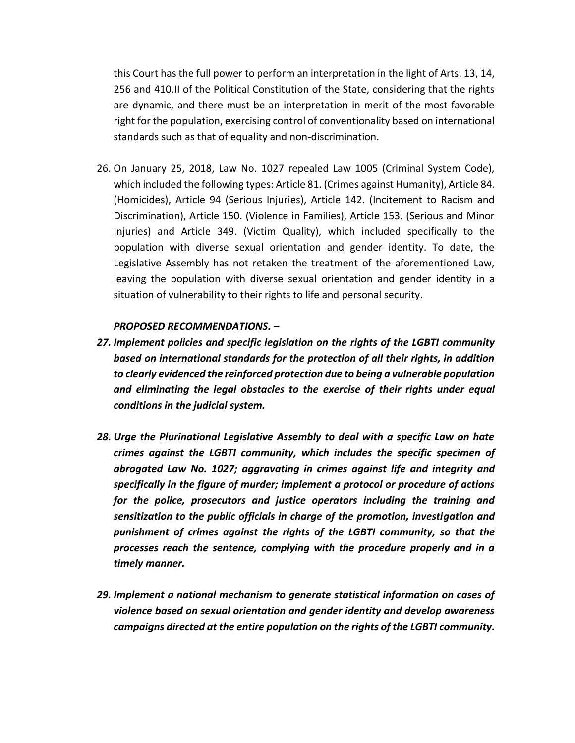this Court has the full power to perform an interpretation in the light of Arts. 13, 14, 256 and 410.II of the Political Constitution of the State, considering that the rights are dynamic, and there must be an interpretation in merit of the most favorable right for the population, exercising control of conventionality based on international standards such as that of equality and non-discrimination.

26. On January 25, 2018, Law No. 1027 repealed Law 1005 (Criminal System Code), which included the following types: Article 81. (Crimes against Humanity), Article 84. (Homicides), Article 94 (Serious Injuries), Article 142. (Incitement to Racism and Discrimination), Article 150. (Violence in Families), Article 153. (Serious and Minor Injuries) and Article 349. (Victim Quality), which included specifically to the population with diverse sexual orientation and gender identity. To date, the Legislative Assembly has not retaken the treatment of the aforementioned Law, leaving the population with diverse sexual orientation and gender identity in a situation of vulnerability to their rights to life and personal security.

***PROPOSED RECOMMENDATIONS. –***

27. ***Implement policies and specific legislation on the rights of the LGBTI community based on international standards for the protection of all their rights, in addition to clearly evidenced the reinforced protection due to being a vulnerable population and eliminating the legal obstacles to the exercise of their rights under equal conditions in the judicial system.***

28. ***Urge the Plurinational Legislative Assembly to deal with a specific Law on hate crimes against the LGBTI community, which includes the specific specimen of abrogated Law No. 1027; aggravating in crimes against life and integrity and specifically in the figure of murder; implement a protocol or procedure of actions for the police, prosecutors and justice operators including the training and sensitization to the public officials in charge of the promotion, investigation and punishment of crimes against the rights of the LGBTI community, so that the processes reach the sentence, complying with the procedure properly and in a timely manner.***

29. ***Implement a national mechanism to generate statistical information on cases of violence based on sexual orientation and gender identity and develop awareness campaigns directed at the entire population on the rights of the LGBTI community.***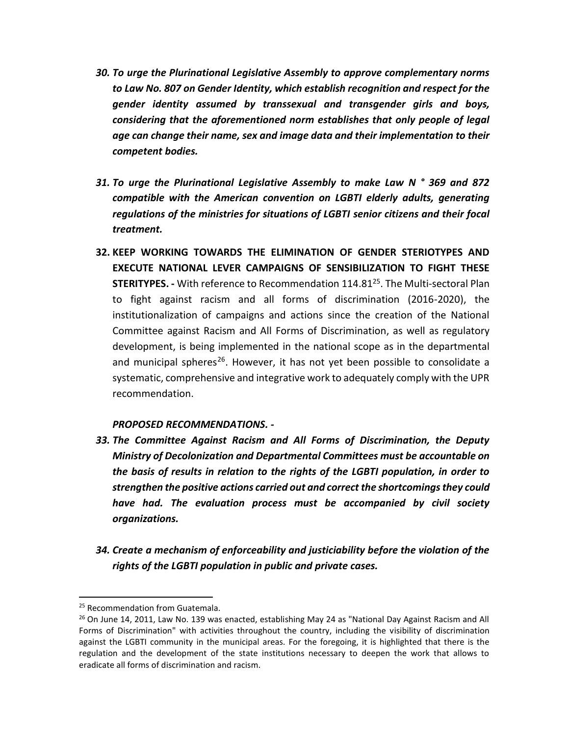30. ***To urge the Plurinational Legislative Assembly to approve complementary norms to Law No. 807 on Gender Identity, which establish recognition and respect for the gender identity assumed by transsexual and transgender girls and boys, considering that the aforementioned norm establishes that only people of legal age can change their name, sex and image data and their implementation to their competent bodies.***

31. ***To urge the Plurinational Legislative Assembly to make Law N ° 369 and 872 compatible with the American convention on LGBTI elderly adults, generating regulations of the ministries for situations of LGBTI senior citizens and their focal treatment.***

32. **KEEP WORKING TOWARDS THE ELIMINATION OF GENDER STERIOTYPES AND EXECUTE NATIONAL LEVER CAMPAIGNS OF SENSIBILIZATION TO FIGHT THESE STERITYPES. -** With reference to Recommendation 114.81[25]. The Multi-sectoral Plan to fight against racism and all forms of discrimination (2016-2020), the institutionalization of campaigns and actions since the creation of the National Committee against Racism and All Forms of Discrimination, as well as regulatory development, is being implemented in the national scope as in the departmental and municipal spheres[26]. However, it has not yet been possible to consolidate a systematic, comprehensive and integrative work to adequately comply with the UPR recommendation.

***PROPOSED RECOMMENDATIONS. -***

33. ***The Committee Against Racism and All Forms of Discrimination, the Deputy Ministry of Decolonization and Departmental Committees must be accountable on the basis of results in relation to the rights of the LGBTI population, in order to strengthen the positive actions carried out and correct the shortcomings they could have had. The evaluation process must be accompanied by civil society organizations.***

34. ***Create a mechanism of enforceability and justiciability before the violation of the rights of the LGBTI population in public and private cases.***

---

[25] Recommendation from Guatemala.

[26] On June 14, 2011, Law No. 139 was enacted, establishing May 24 as "National Day Against Racism and All Forms of Discrimination" with activities throughout the country, including the visibility of discrimination against the LGBTI community in the municipal areas. For the foregoing, it is highlighted that there is the regulation and the development of the state institutions necessary to deepen the work that allows to eradicate all forms of discrimination and racism.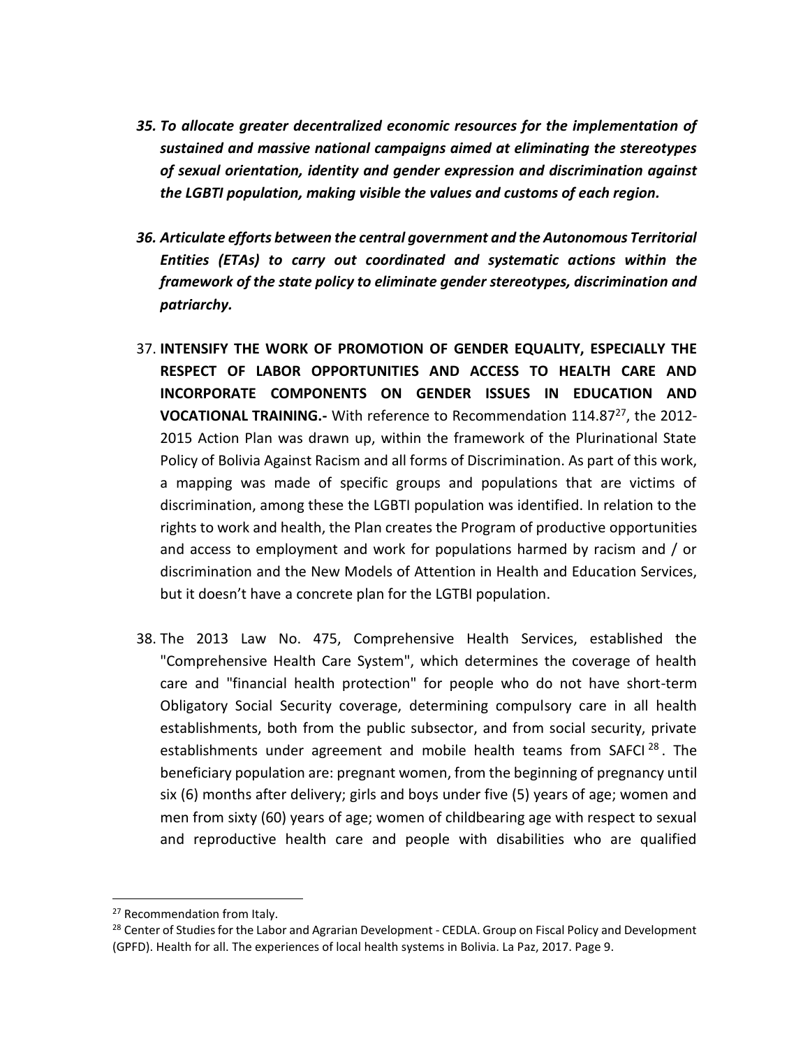35. ***To allocate greater decentralized economic resources for the implementation of sustained and massive national campaigns aimed at eliminating the stereotypes of sexual orientation, identity and gender expression and discrimination against the LGBTI population, making visible the values and customs of each region.***

36. ***Articulate efforts between the central government and the Autonomous Territorial Entities (ETAs) to carry out coordinated and systematic actions within the framework of the state policy to eliminate gender stereotypes, discrimination and patriarchy.***

37. **INTENSIFY THE WORK OF PROMOTION OF GENDER EQUALITY, ESPECIALLY THE RESPECT OF LABOR OPPORTUNITIES AND ACCESS TO HEALTH CARE AND INCORPORATE COMPONENTS ON GENDER ISSUES IN EDUCATION AND VOCATIONAL TRAINING.-** With reference to Recommendation 114.87[27], the 2012-2015 Action Plan was drawn up, within the framework of the Plurinational State Policy of Bolivia Against Racism and all forms of Discrimination. As part of this work, a mapping was made of specific groups and populations that are victims of discrimination, among these the LGBTI population was identified. In relation to the rights to work and health, the Plan creates the Program of productive opportunities and access to employment and work for populations harmed by racism and / or discrimination and the New Models of Attention in Health and Education Services, but it doesn't have a concrete plan for the LGTBI population.

38. The 2013 Law No. 475, Comprehensive Health Services, established the "Comprehensive Health Care System", which determines the coverage of health care and "financial health protection" for people who do not have short-term Obligatory Social Security coverage, determining compulsory care in all health establishments, both from the public subsector, and from social security, private establishments under agreement and mobile health teams from SAFCI[28]. The beneficiary population are: pregnant women, from the beginning of pregnancy until six (6) months after delivery; girls and boys under five (5) years of age; women and men from sixty (60) years of age; women of childbearing age with respect to sexual and reproductive health care and people with disabilities who are qualified

[27] Recommendation from Italy.

[28] Center of Studies for the Labor and Agrarian Development - CEDLA. Group on Fiscal Policy and Development (GPFD). Health for all. The experiences of local health systems in Bolivia. La Paz, 2017. Page 9.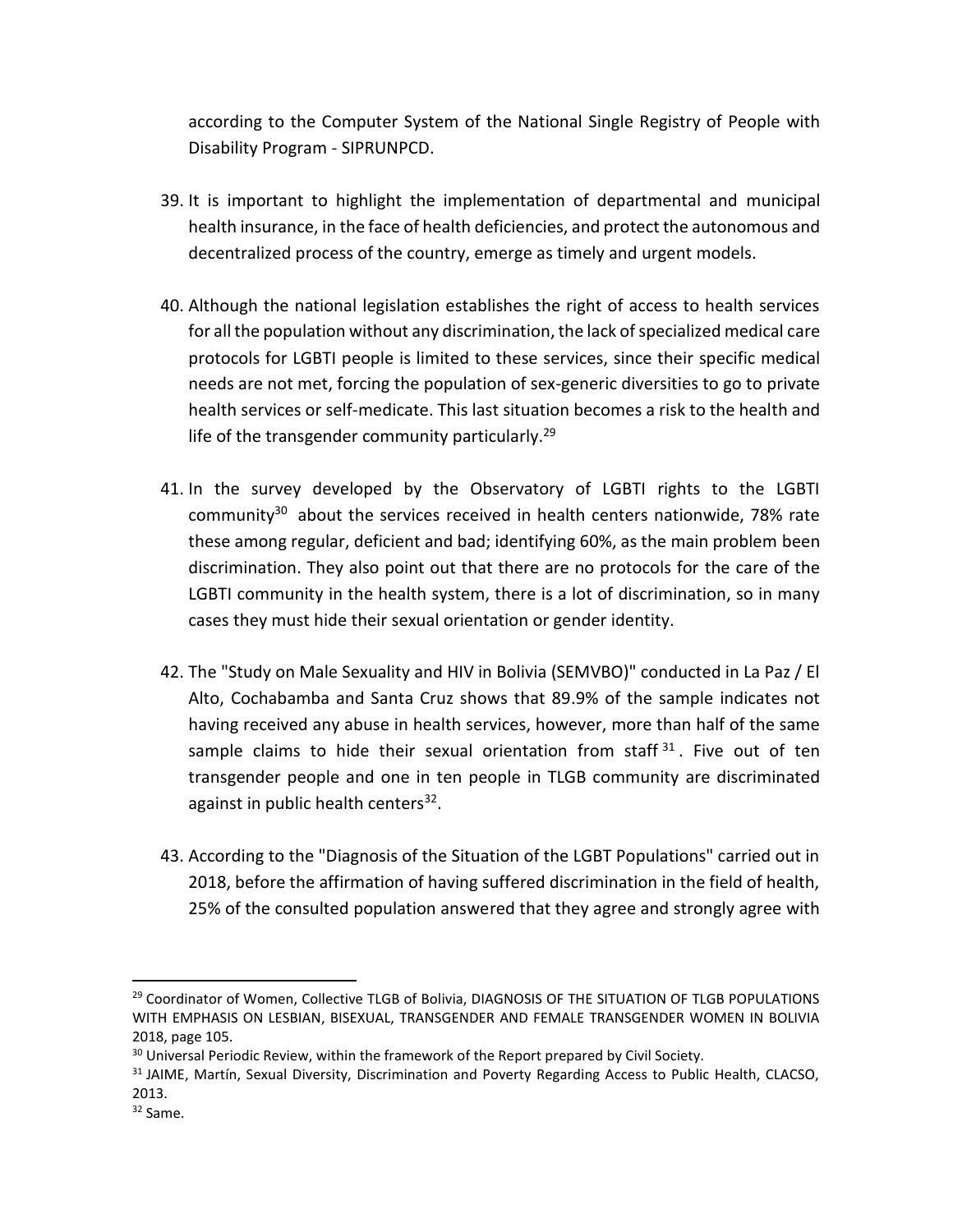according to the Computer System of the National Single Registry of People with Disability Program - SIPRUNPCD.

39. It is important to highlight the implementation of departmental and municipal health insurance, in the face of health deficiencies, and protect the autonomous and decentralized process of the country, emerge as timely and urgent models.

40. Although the national legislation establishes the right of access to health services for all the population without any discrimination, the lack of specialized medical care protocols for LGBTI people is limited to these services, since their specific medical needs are not met, forcing the population of sex-generic diversities to go to private health services or self-medicate. This last situation becomes a risk to the health and life of the transgender community particularly.[29]

41. In the survey developed by the Observatory of LGBTI rights to the LGBTI community[30] about the services received in health centers nationwide, 78% rate these among regular, deficient and bad; identifying 60%, as the main problem been discrimination. They also point out that there are no protocols for the care of the LGBTI community in the health system, there is a lot of discrimination, so in many cases they must hide their sexual orientation or gender identity.

42. The "Study on Male Sexuality and HIV in Bolivia (SEMVBO)" conducted in La Paz / El Alto, Cochabamba and Santa Cruz shows that 89.9% of the sample indicates not having received any abuse in health services, however, more than half of the same sample claims to hide their sexual orientation from staff[31]. Five out of ten transgender people and one in ten people in TLGB community are discriminated against in public health centers[32].

43. According to the "Diagnosis of the Situation of the LGBT Populations" carried out in 2018, before the affirmation of having suffered discrimination in the field of health, 25% of the consulted population answered that they agree and strongly agree with

---

[29] Coordinator of Women, Collective TLGB of Bolivia, DIAGNOSIS OF THE SITUATION OF TLGB POPULATIONS WITH EMPHASIS ON LESBIAN, BISEXUAL, TRANSGENDER AND FEMALE TRANSGENDER WOMEN IN BOLIVIA 2018, page 105.

[30] Universal Periodic Review, within the framework of the Report prepared by Civil Society.

[31] JAIME, Martín, Sexual Diversity, Discrimination and Poverty Regarding Access to Public Health, CLACSO, 2013.

[32] Same.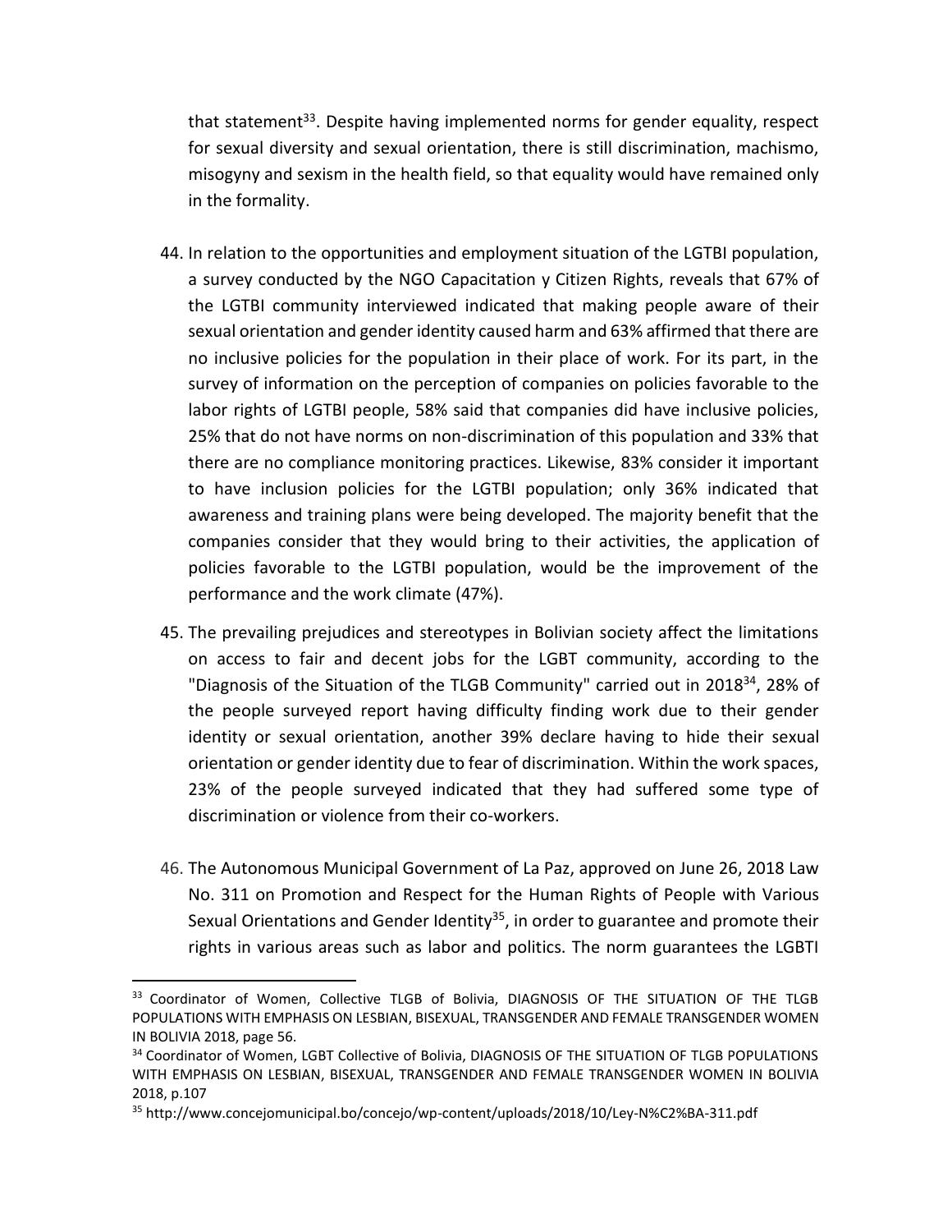that statement[33]. Despite having implemented norms for gender equality, respect for sexual diversity and sexual orientation, there is still discrimination, machismo, misogyny and sexism in the health field, so that equality would have remained only in the formality.

44. In relation to the opportunities and employment situation of the LGTBI population, a survey conducted by the NGO Capacitation y Citizen Rights, reveals that 67% of the LGTBI community interviewed indicated that making people aware of their sexual orientation and gender identity caused harm and 63% affirmed that there are no inclusive policies for the population in their place of work. For its part, in the survey of information on the perception of companies on policies favorable to the labor rights of LGTBI people, 58% said that companies did have inclusive policies, 25% that do not have norms on non-discrimination of this population and 33% that there are no compliance monitoring practices. Likewise, 83% consider it important to have inclusion policies for the LGTBI population; only 36% indicated that awareness and training plans were being developed. The majority benefit that the companies consider that they would bring to their activities, the application of policies favorable to the LGTBI population, would be the improvement of the performance and the work climate (47%).

45. The prevailing prejudices and stereotypes in Bolivian society affect the limitations on access to fair and decent jobs for the LGBT community, according to the "Diagnosis of the Situation of the TLGB Community" carried out in 2018[34], 28% of the people surveyed report having difficulty finding work due to their gender identity or sexual orientation, another 39% declare having to hide their sexual orientation or gender identity due to fear of discrimination. Within the work spaces, 23% of the people surveyed indicated that they had suffered some type of discrimination or violence from their co-workers.

46. The Autonomous Municipal Government of La Paz, approved on June 26, 2018 Law No. 311 on Promotion and Respect for the Human Rights of People with Various Sexual Orientations and Gender Identity[35], in order to guarantee and promote their rights in various areas such as labor and politics. The norm guarantees the LGBTI

---

[33] Coordinator of Women, Collective TLGB of Bolivia, DIAGNOSIS OF THE SITUATION OF THE TLGB POPULATIONS WITH EMPHASIS ON LESBIAN, BISEXUAL, TRANSGENDER AND FEMALE TRANSGENDER WOMEN IN BOLIVIA 2018, page 56.

[34] Coordinator of Women, LGBT Collective of Bolivia, DIAGNOSIS OF THE SITUATION OF TLGB POPULATIONS WITH EMPHASIS ON LESBIAN, BISEXUAL, TRANSGENDER AND FEMALE TRANSGENDER WOMEN IN BOLIVIA 2018, p.107

[35] http://www.concejomunicipal.bo/concejo/wp-content/uploads/2018/10/Ley-N%C2%BA-311.pdf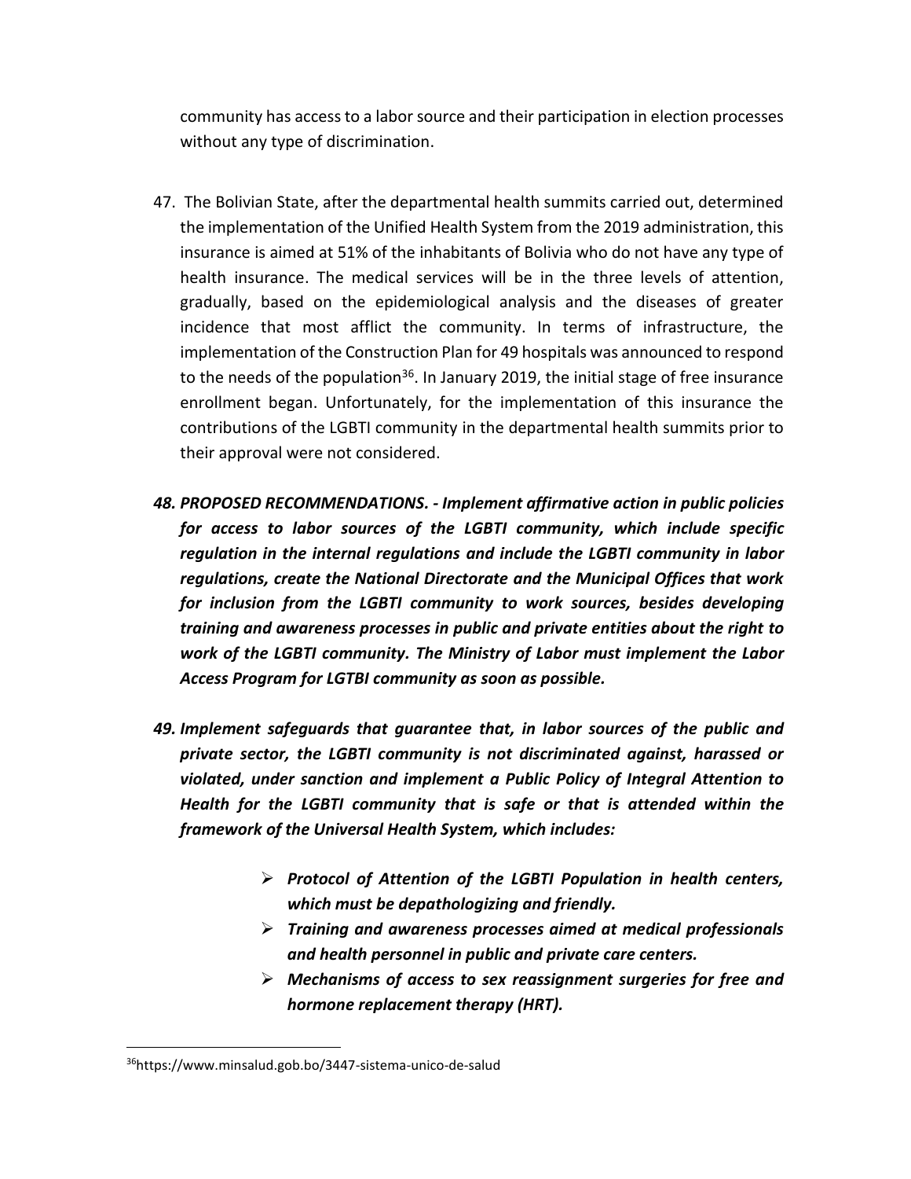community has access to a labor source and their participation in election processes without any type of discrimination.

47. The Bolivian State, after the departmental health summits carried out, determined the implementation of the Unified Health System from the 2019 administration, this insurance is aimed at 51% of the inhabitants of Bolivia who do not have any type of health insurance. The medical services will be in the three levels of attention, gradually, based on the epidemiological analysis and the diseases of greater incidence that most afflict the community. In terms of infrastructure, the implementation of the Construction Plan for 49 hospitals was announced to respond to the needs of the population[36]. In January 2019, the initial stage of free insurance enrollment began. Unfortunately, for the implementation of this insurance the contributions of the LGBTI community in the departmental health summits prior to their approval were not considered.

48. ***PROPOSED RECOMMENDATIONS. - Implement affirmative action in public policies for access to labor sources of the LGBTI community, which include specific regulation in the internal regulations and include the LGBTI community in labor regulations, create the National Directorate and the Municipal Offices that work for inclusion from the LGBTI community to work sources, besides developing training and awareness processes in public and private entities about the right to work of the LGBTI community. The Ministry of Labor must implement the Labor Access Program for LGTBI community as soon as possible.***

49. ***Implement safeguards that guarantee that, in labor sources of the public and private sector, the LGBTI community is not discriminated against, harassed or violated, under sanction and implement a Public Policy of Integral Attention to Health for the LGBTI community that is safe or that is attended within the framework of the Universal Health System, which includes:***

    - ***Protocol of Attention of the LGBTI Population in health centers, which must be depathologizing and friendly.***
    - ***Training and awareness processes aimed at medical professionals and health personnel in public and private care centers.***
    - ***Mechanisms of access to sex reassignment surgeries for free and hormone replacement therapy (HRT).***

---

[36] https://www.minsalud.gob.bo/3447-sistema-unico-de-salud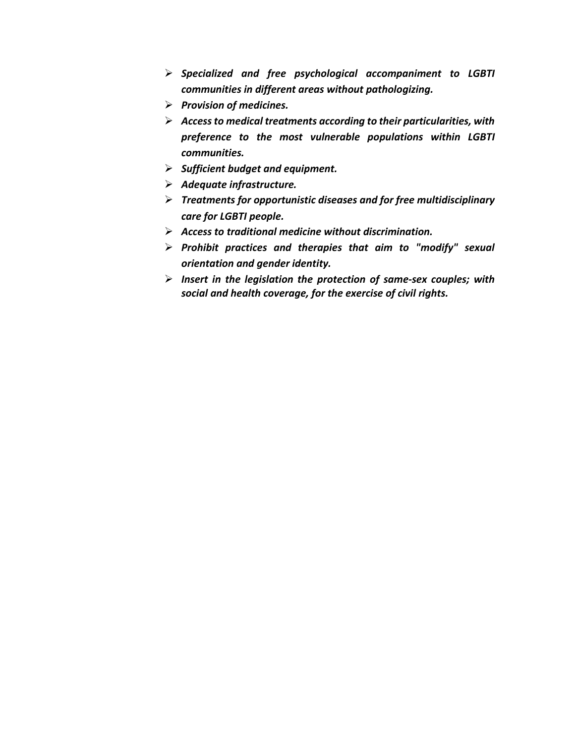- ***Specialized and free psychological accompaniment to LGBTI communities in different areas without pathologizing.***
- ***Provision of medicines.***
- ***Access to medical treatments according to their particularities, with preference to the most vulnerable populations within LGBTI communities.***
- ***Sufficient budget and equipment.***
- ***Adequate infrastructure.***
- ***Treatments for opportunistic diseases and for free multidisciplinary care for LGBTI people.***
- ***Access to traditional medicine without discrimination.***
- ***Prohibit practices and therapies that aim to "modify" sexual orientation and gender identity.***
- ***Insert in the legislation the protection of same-sex couples; with social and health coverage, for the exercise of civil rights.***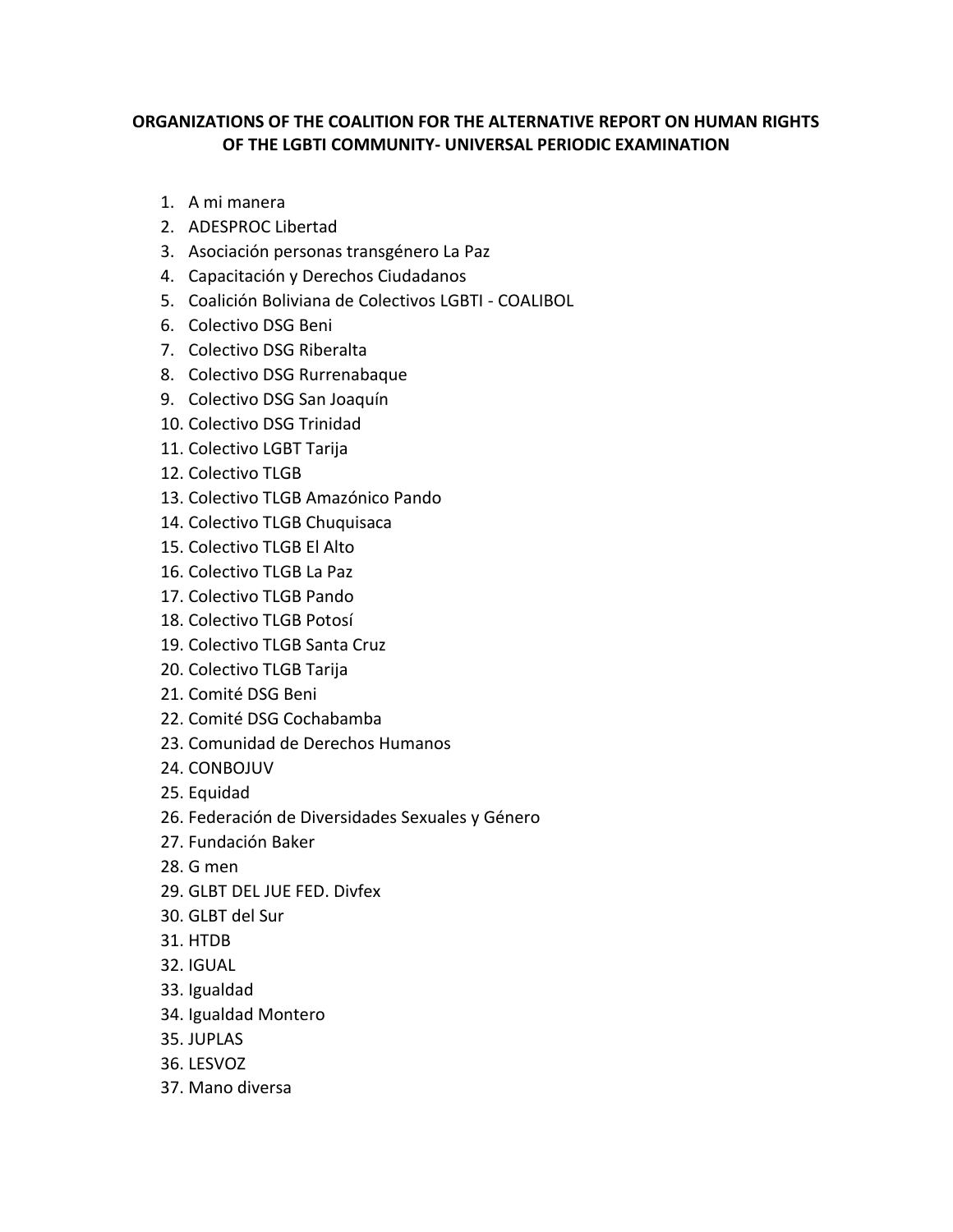**ORGANIZATIONS OF THE COALITION FOR THE ALTERNATIVE REPORT ON HUMAN RIGHTS OF THE LGBTI COMMUNITY- UNIVERSAL PERIODIC EXAMINATION**

1. A mi manera
2. ADESPROC Libertad
3. Asociación personas transgénero La Paz
4. Capacitación y Derechos Ciudadanos
5. Coalición Boliviana de Colectivos LGBTI - COALIBOL
6. Colectivo DSG Beni
7. Colectivo DSG Riberalta
8. Colectivo DSG Rurrenabaque
9. Colectivo DSG San Joaquín
10. Colectivo DSG Trinidad
11. Colectivo LGBT Tarija
12. Colectivo TLGB
13. Colectivo TLGB Amazónico Pando
14. Colectivo TLGB Chuquisaca
15. Colectivo TLGB El Alto
16. Colectivo TLGB La Paz
17. Colectivo TLGB Pando
18. Colectivo TLGB Potosí
19. Colectivo TLGB Santa Cruz
20. Colectivo TLGB Tarija
21. Comité DSG Beni
22. Comité DSG Cochabamba
23. Comunidad de Derechos Humanos
24. CONBOJUV
25. Equidad
26. Federación de Diversidades Sexuales y Género
27. Fundación Baker
28. G men
29. GLBT DEL JUE FED. Divfex
30. GLBT del Sur
31. HTDB
32. IGUAL
33. Igualdad
34. Igualdad Montero
35. JUPLAS
36. LESVOZ
37. Mano diversa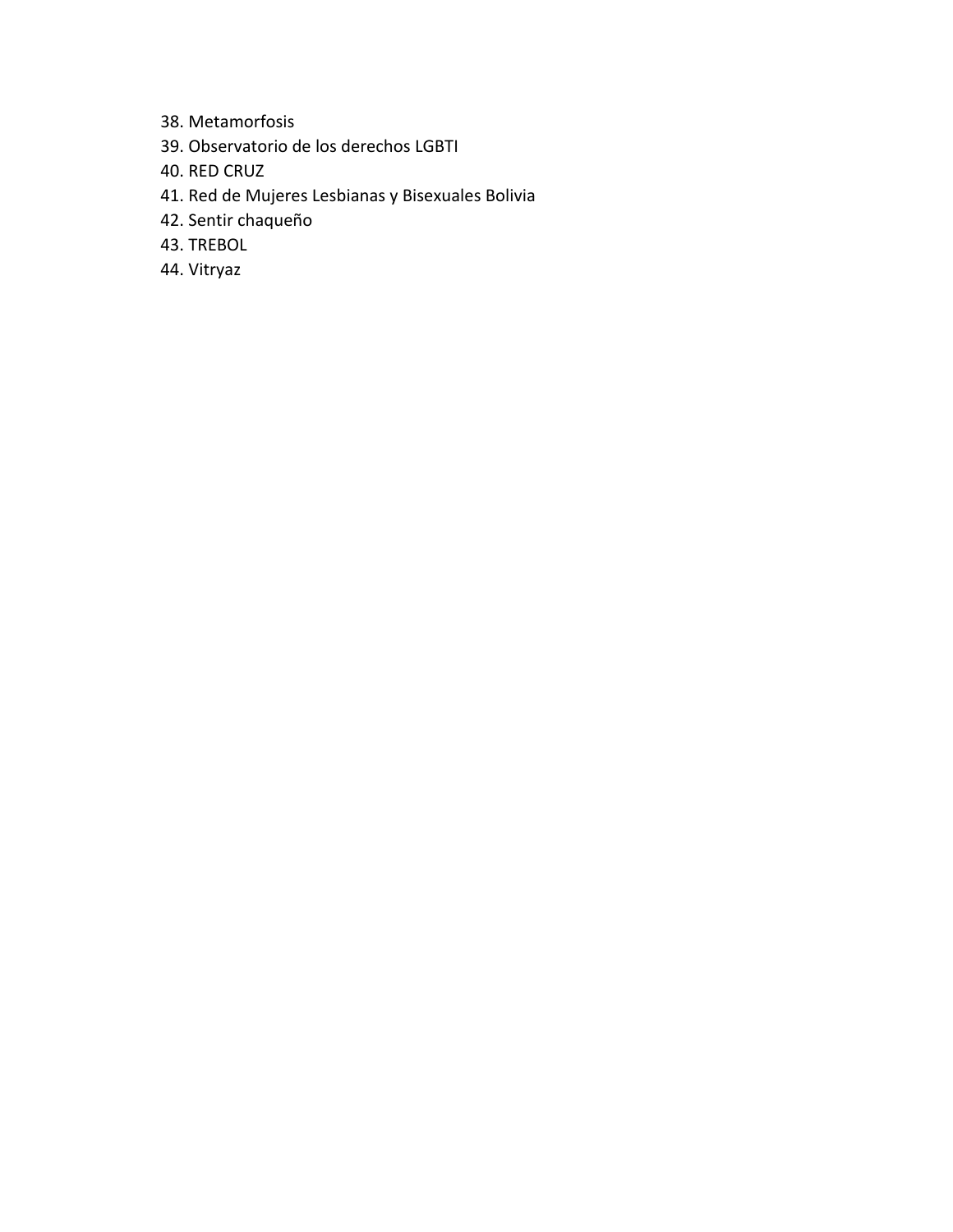38. Metamorfosis
39. Observatorio de los derechos LGBTI
40. RED CRUZ
41. Red de Mujeres Lesbianas y Bisexuales Bolivia
42. Sentir chaqueño
43. TREBOL
44. Vitryaz